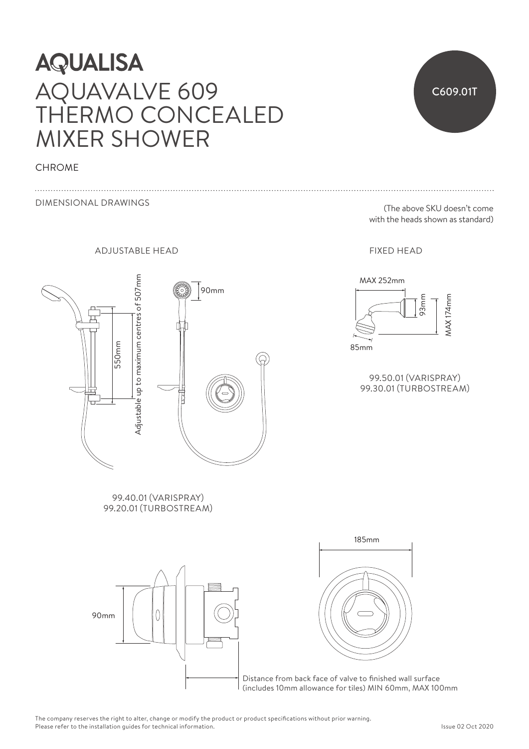# AQUALISA

# AQUAVALVE 609 THERMO CONCEALED MIXER SHOWER

C609.01T

CHROME

DIMENSIONAL DRAWINGS

(The above SKU doesn't come with the heads shown as standard)

ADJUSTABLE HEAD

90mm

550mm

Adjustable up to maximum centres of 507mm

99.40.01 (VARISPRAY)
99.20.01 (TURBOSTREAM)

FIXED HEAD

MAX 252mm

93mm

MAX 174mm

85mm

99.50.01 (VARISPRAY)
99.30.01 (TURBOSTREAM)

185mm

90mm

Distance from back face of valve to finished wall surface (includes 10mm allowance for tiles) MIN 60mm, MAX 100mm

The company reserves the right to alter, change or modify the product or product specifications without prior warning.
Please refer to the installation guides for technical information.

Issue 02 Oct 2020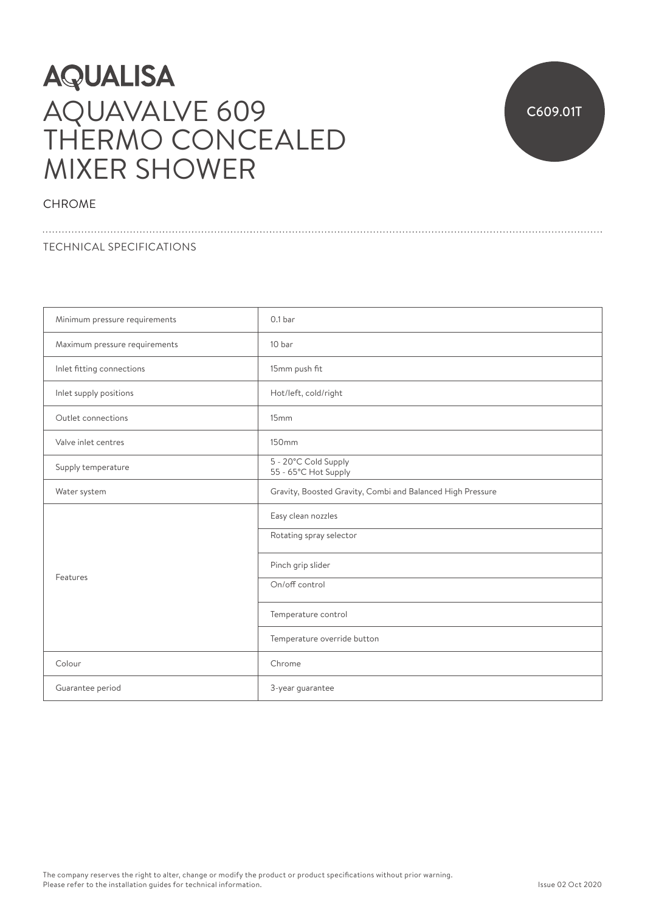# AQUALISA

# AQUAVALVE 609 THERMO CONCEALED MIXER SHOWER

C609.01T

CHROME

TECHNICAL SPECIFICATIONS

| | |
|---|---|
| Minimum pressure requirements | 0.1 bar |
| Maximum pressure requirements | 10 bar |
| Inlet fitting connections | 15mm push fit |
| Inlet supply positions | Hot/left, cold/right |
| Outlet connections | 15mm |
| Valve inlet centres | 150mm |
| Supply temperature | 5 - 20°C Cold Supply<br>55 - 65°C Hot Supply |
| Water system | Gravity, Boosted Gravity, Combi and Balanced High Pressure |
| Features | Easy clean nozzles |
| | Rotating spray selector |
| | Pinch grip slider |
| | On/off control |
| | Temperature control |
| | Temperature override button |
| Colour | Chrome |
| Guarantee period | 3-year guarantee |

The company reserves the right to alter, change or modify the product or product specifications without prior warning.
Please refer to the installation guides for technical information.

Issue 02 Oct 2020